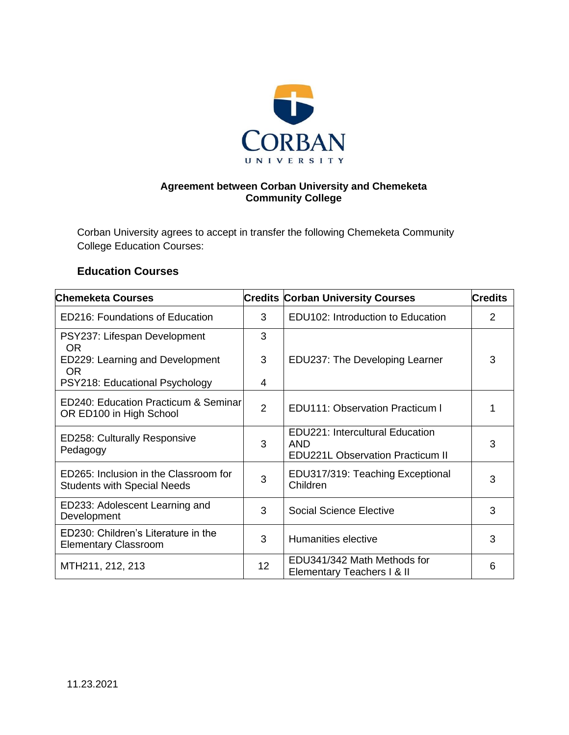CORBAN UNIVERSITY

**Agreement between Corban University and Chemeketa Community College**

Corban University agrees to accept in transfer the following Chemeketa Community College Education Courses:

### Education Courses

| Chemeketa Courses | Credits | Corban University Courses | Credits |
|---|---|---|---|
| ED216: Foundations of Education | 3 | EDU102: Introduction to Education | 2 |
| PSY237: Lifespan Development OR ED229: Learning and Development OR PSY218: Educational Psychology | 3 / 3 / 4 | EDU237: The Developing Learner | 3 |
| ED240: Education Practicum & Seminar OR ED100 in High School | 2 | EDU111: Observation Practicum I | 1 |
| ED258: Culturally Responsive Pedagogy | 3 | EDU221: Intercultural Education AND EDU221L Observation Practicum II | 3 |
| ED265: Inclusion in the Classroom for Students with Special Needs | 3 | EDU317/319: Teaching Exceptional Children | 3 |
| ED233: Adolescent Learning and Development | 3 | Social Science Elective | 3 |
| ED230: Children's Literature in the Elementary Classroom | 3 | Humanities elective | 3 |
| MTH211, 212, 213 | 12 | EDU341/342 Math Methods for Elementary Teachers I & II | 6 |

11.23.2021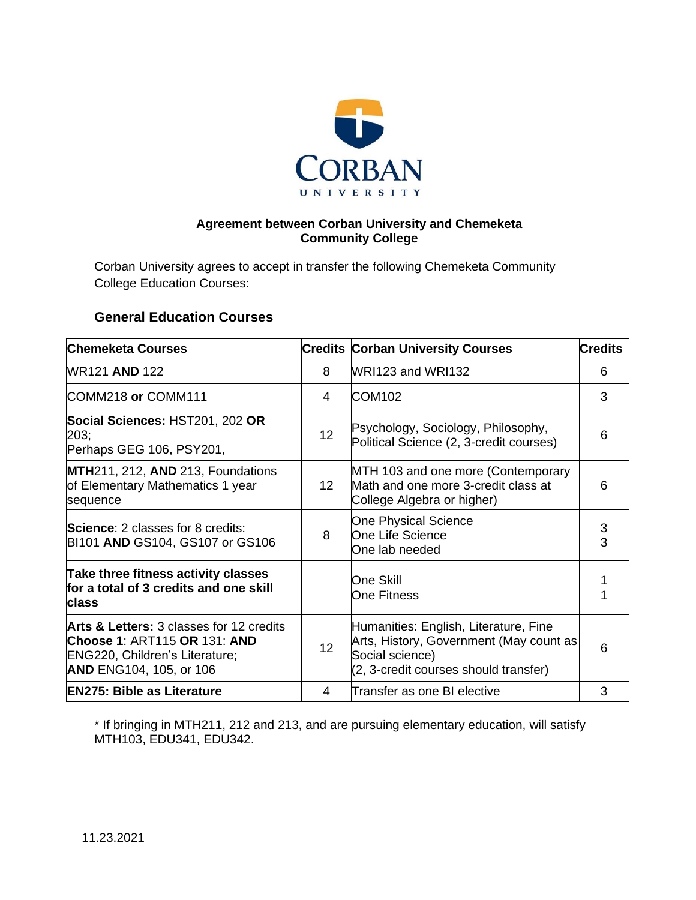**Agreement between Corban University and Chemeketa Community College**

Corban University agrees to accept in transfer the following Chemeketa Community College Education Courses:

### General Education Courses

| Chemeketa Courses | Credits | Corban University Courses | Credits |
|---|---|---|---|
| WR121 **AND** 122 | 8 | WRI123 and WRI132 | 6 |
| COMM218 **or** COMM111 | 4 | COM102 | 3 |
| **Social Sciences:** HST201, 202 **OR** 203;<br>Perhaps GEG 106, PSY201, | 12 | Psychology, Sociology, Philosophy, Political Science (2, 3-credit courses) | 6 |
| **MTH**211, 212, **AND** 213, Foundations of Elementary Mathematics 1 year sequence | 12 | MTH 103 and one more (Contemporary Math and one more 3-credit class at College Algebra or higher) | 6 |
| **Science**: 2 classes for 8 credits:<br>BI101 **AND** GS104, GS107 or GS106 | 8 | One Physical Science<br>One Life Science<br>One lab needed | 3<br>3 |
| **Take three fitness activity classes for a total of 3 credits and one skill class** | | One Skill<br>One Fitness | 1<br>1 |
| **Arts & Letters:** 3 classes for 12 credits<br>**Choose 1**: ART115 **OR** 131: **AND** ENG220, Children's Literature;<br>**AND** ENG104, 105, or 106 | 12 | Humanities: English, Literature, Fine Arts, History, Government (May count as Social science)<br>(2, 3-credit courses should transfer) | 6 |
| **EN275: Bible as Literature** | 4 | Transfer as one BI elective | 3 |

* If bringing in MTH211, 212 and 213, and are pursuing elementary education, will satisfy MTH103, EDU341, EDU342.

11.23.2021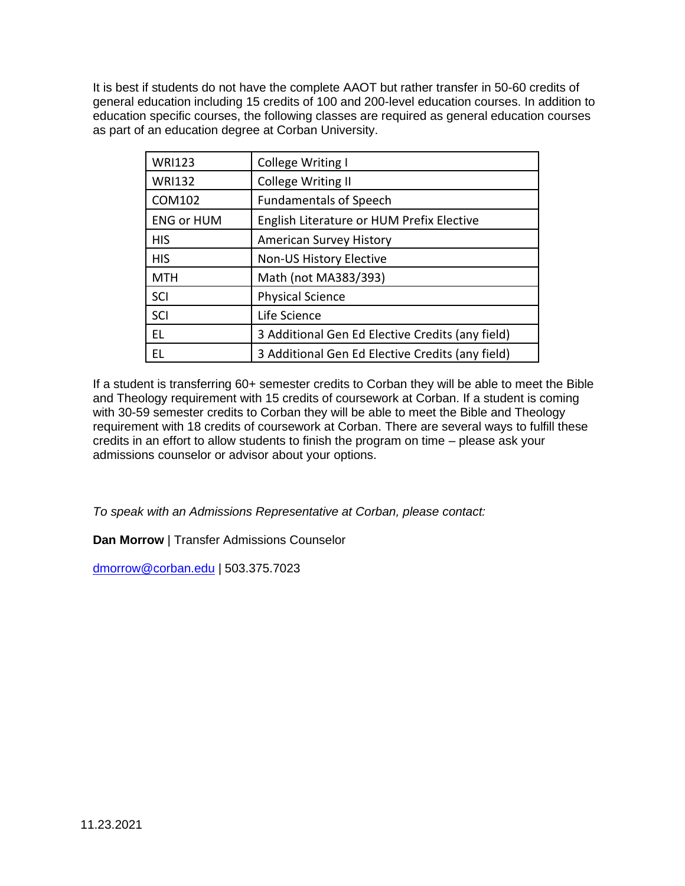It is best if students do not have the complete AAOT but rather transfer in 50-60 credits of general education including 15 credits of 100 and 200-level education courses. In addition to education specific courses, the following classes are required as general education courses as part of an education degree at Corban University.

| | |
|---|---|
| WRI123 | College Writing I |
| WRI132 | College Writing II |
| COM102 | Fundamentals of Speech |
| ENG or HUM | English Literature or HUM Prefix Elective |
| HIS | American Survey History |
| HIS | Non-US History Elective |
| MTH | Math (not MA383/393) |
| SCI | Physical Science |
| SCI | Life Science |
| EL | 3 Additional Gen Ed Elective Credits (any field) |
| EL | 3 Additional Gen Ed Elective Credits (any field) |

If a student is transferring 60+ semester credits to Corban they will be able to meet the Bible and Theology requirement with 15 credits of coursework at Corban. If a student is coming with 30-59 semester credits to Corban they will be able to meet the Bible and Theology requirement with 18 credits of coursework at Corban. There are several ways to fulfill these credits in an effort to allow students to finish the program on time – please ask your admissions counselor or advisor about your options.

*To speak with an Admissions Representative at Corban, please contact:*

**Dan Morrow** | Transfer Admissions Counselor

dmorrow@corban.edu | 503.375.7023

11.23.2021